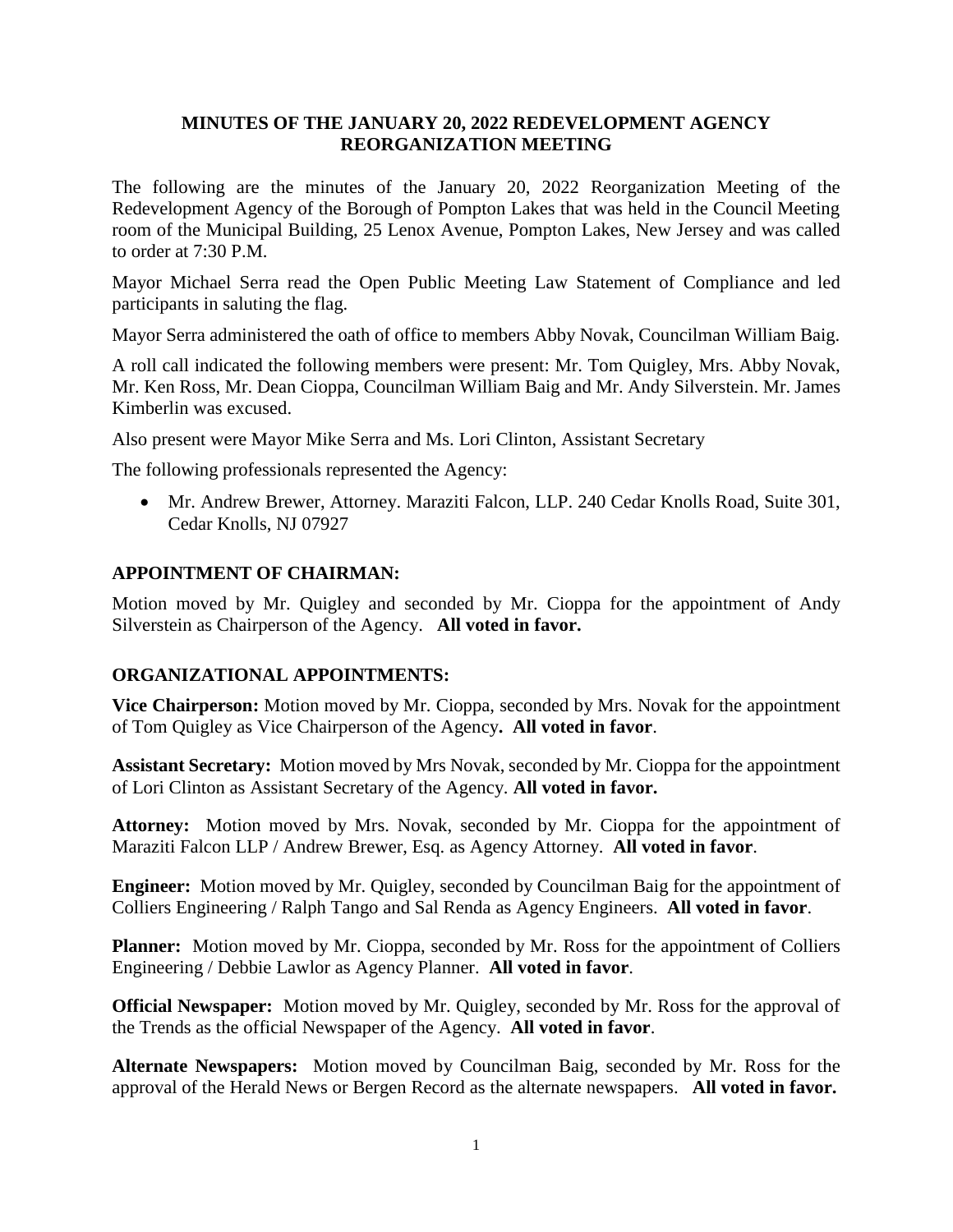# MINUTES OF THE JANUARY 20, 2022 REDEVELOPMENT AGENCY REORGANIZATION MEETING

The following are the minutes of the January 20, 2022 Reorganization Meeting of the Redevelopment Agency of the Borough of Pompton Lakes that was held in the Council Meeting room of the Municipal Building, 25 Lenox Avenue, Pompton Lakes, New Jersey and was called to order at 7:30 P.M.

Mayor Michael Serra read the Open Public Meeting Law Statement of Compliance and led participants in saluting the flag.

Mayor Serra administered the oath of office to members Abby Novak, Councilman William Baig.

A roll call indicated the following members were present: Mr. Tom Quigley, Mrs. Abby Novak, Mr. Ken Ross, Mr. Dean Cioppa, Councilman William Baig and Mr. Andy Silverstein. Mr. James Kimberlin was excused.

Also present were Mayor Mike Serra and Ms. Lori Clinton, Assistant Secretary

The following professionals represented the Agency:

- Mr. Andrew Brewer, Attorney. Maraziti Falcon, LLP. 240 Cedar Knolls Road, Suite 301, Cedar Knolls, NJ 07927

## APPOINTMENT OF CHAIRMAN:

Motion moved by Mr. Quigley and seconded by Mr. Cioppa for the appointment of Andy Silverstein as Chairperson of the Agency. **All voted in favor.**

## ORGANIZATIONAL APPOINTMENTS:

**Vice Chairperson:** Motion moved by Mr. Cioppa, seconded by Mrs. Novak for the appointment of Tom Quigley as Vice Chairperson of the Agency**. All voted in favor**.

**Assistant Secretary:** Motion moved by Mrs Novak, seconded by Mr. Cioppa for the appointment of Lori Clinton as Assistant Secretary of the Agency. **All voted in favor.**

**Attorney:** Motion moved by Mrs. Novak, seconded by Mr. Cioppa for the appointment of Maraziti Falcon LLP / Andrew Brewer, Esq. as Agency Attorney. **All voted in favor**.

**Engineer:** Motion moved by Mr. Quigley, seconded by Councilman Baig for the appointment of Colliers Engineering / Ralph Tango and Sal Renda as Agency Engineers. **All voted in favor**.

**Planner:** Motion moved by Mr. Cioppa, seconded by Mr. Ross for the appointment of Colliers Engineering / Debbie Lawlor as Agency Planner. **All voted in favor**.

**Official Newspaper:** Motion moved by Mr. Quigley, seconded by Mr. Ross for the approval of the Trends as the official Newspaper of the Agency. **All voted in favor**.

**Alternate Newspapers:** Motion moved by Councilman Baig, seconded by Mr. Ross for the approval of the Herald News or Bergen Record as the alternate newspapers. **All voted in favor.**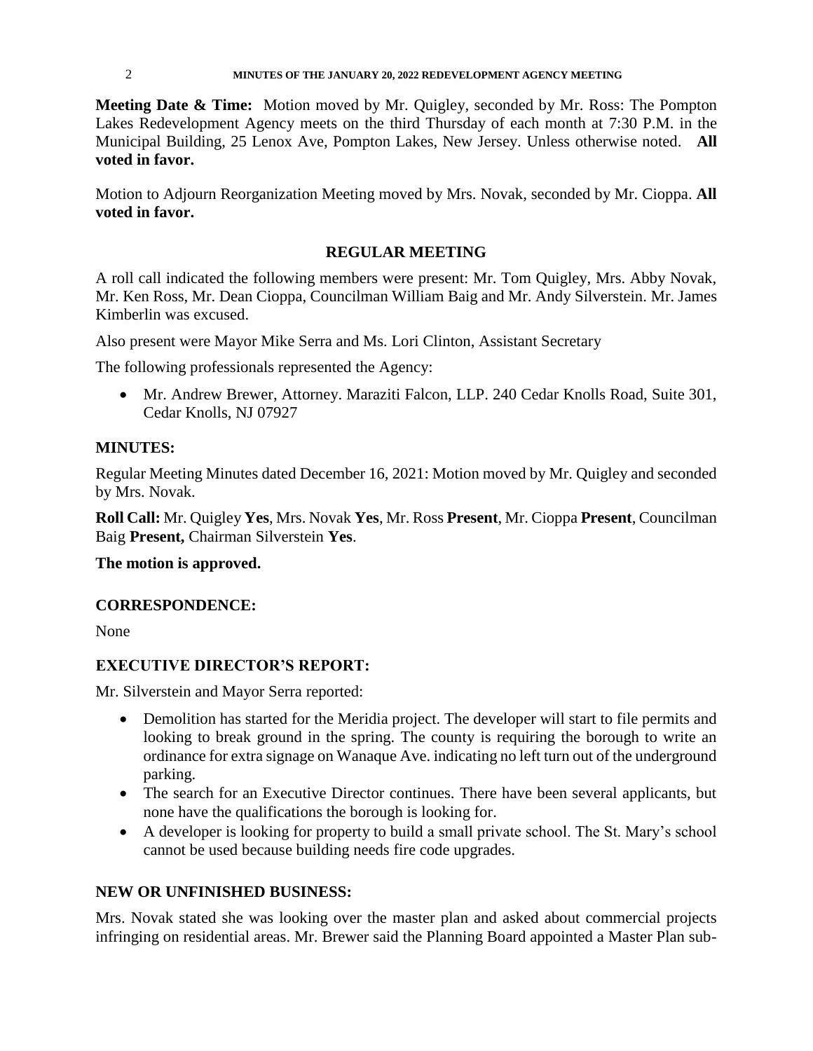**Meeting Date & Time:** Motion moved by Mr. Quigley, seconded by Mr. Ross: The Pompton Lakes Redevelopment Agency meets on the third Thursday of each month at 7:30 P.M. in the Municipal Building, 25 Lenox Ave, Pompton Lakes, New Jersey. Unless otherwise noted. **All voted in favor.**

Motion to Adjourn Reorganization Meeting moved by Mrs. Novak, seconded by Mr. Cioppa. **All voted in favor.**

## REGULAR MEETING

A roll call indicated the following members were present: Mr. Tom Quigley, Mrs. Abby Novak, Mr. Ken Ross, Mr. Dean Cioppa, Councilman William Baig and Mr. Andy Silverstein. Mr. James Kimberlin was excused.

Also present were Mayor Mike Serra and Ms. Lori Clinton, Assistant Secretary

The following professionals represented the Agency:

- Mr. Andrew Brewer, Attorney. Maraziti Falcon, LLP. 240 Cedar Knolls Road, Suite 301, Cedar Knolls, NJ 07927

### MINUTES:

Regular Meeting Minutes dated December 16, 2021: Motion moved by Mr. Quigley and seconded by Mrs. Novak.

**Roll Call:** Mr. Quigley **Yes**, Mrs. Novak **Yes**, Mr. Ross **Present**, Mr. Cioppa **Present**, Councilman Baig **Present,** Chairman Silverstein **Yes**.

**The motion is approved.**

### CORRESPONDENCE:

None

### EXECUTIVE DIRECTOR'S REPORT:

Mr. Silverstein and Mayor Serra reported:

- Demolition has started for the Meridia project. The developer will start to file permits and looking to break ground in the spring. The county is requiring the borough to write an ordinance for extra signage on Wanaque Ave. indicating no left turn out of the underground parking.
- The search for an Executive Director continues. There have been several applicants, but none have the qualifications the borough is looking for.
- A developer is looking for property to build a small private school. The St. Mary's school cannot be used because building needs fire code upgrades.

### NEW OR UNFINISHED BUSINESS:

Mrs. Novak stated she was looking over the master plan and asked about commercial projects infringing on residential areas. Mr. Brewer said the Planning Board appointed a Master Plan sub-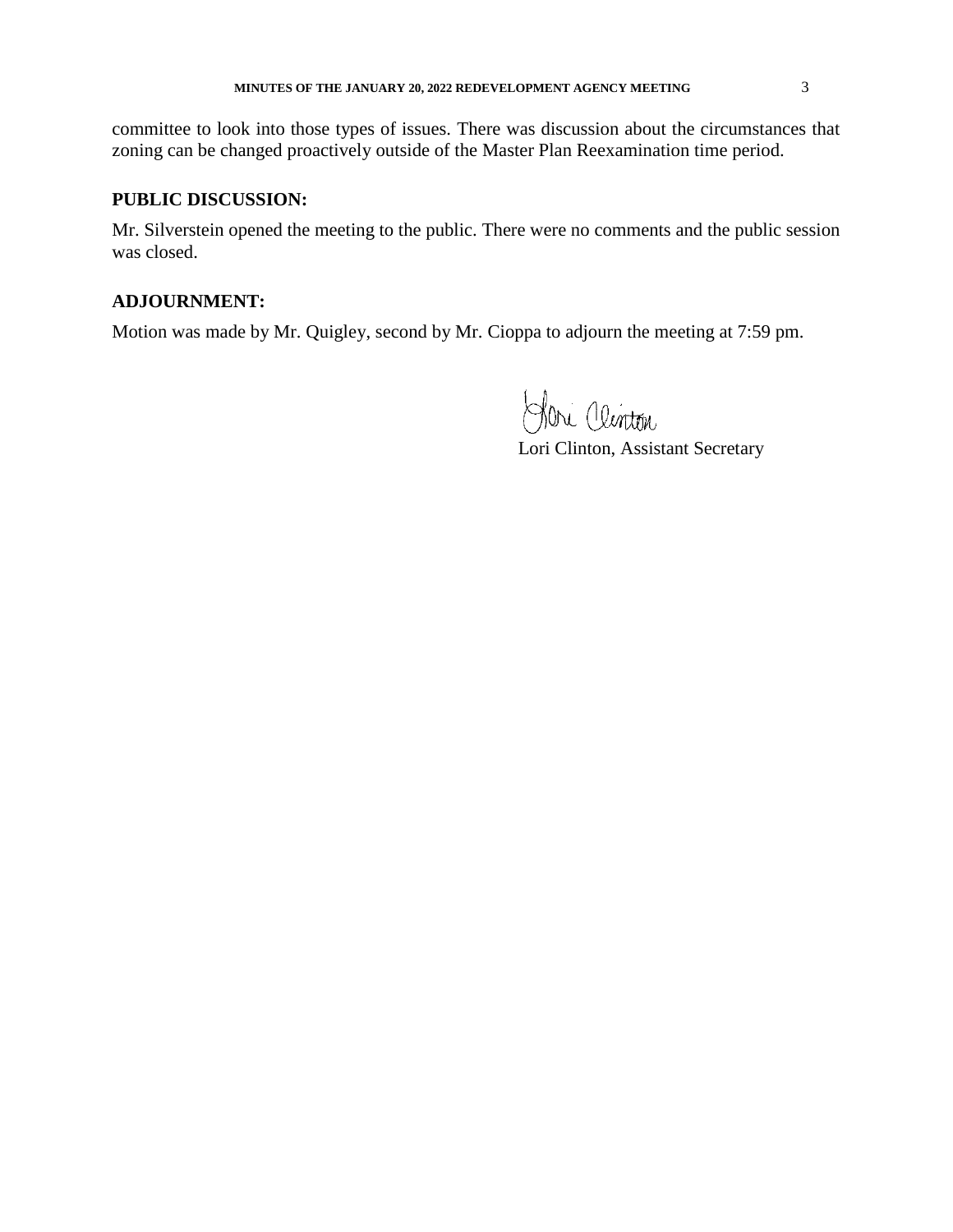committee to look into those types of issues. There was discussion about the circumstances that zoning can be changed proactively outside of the Master Plan Reexamination time period.

## PUBLIC DISCUSSION:

Mr. Silverstein opened the meeting to the public. There were no comments and the public session was closed.

## ADJOURNMENT:

Motion was made by Mr. Quigley, second by Mr. Cioppa to adjourn the meeting at 7:59 pm.

Lori Clinton

Lori Clinton, Assistant Secretary